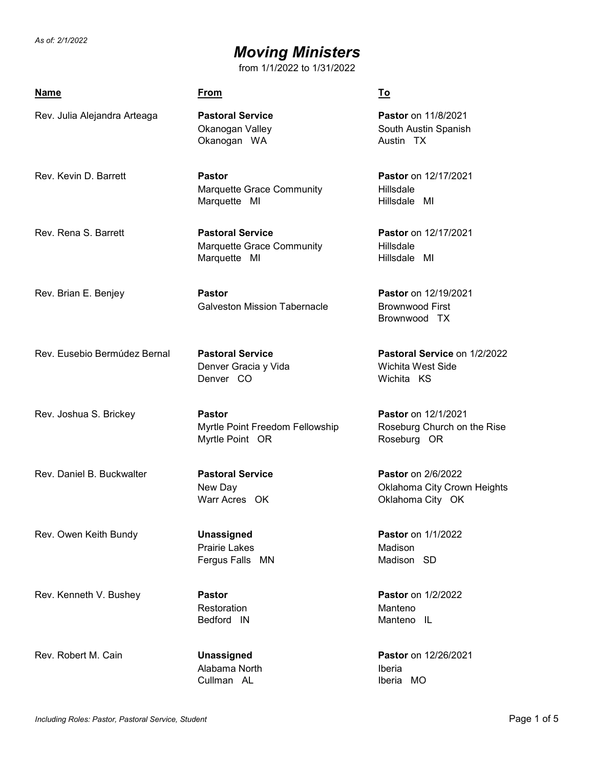*As of: 2/1/2022*

# *Moving Ministers*

from 1/1/2022 to 1/31/2022

| Name | From | To |
|---|---|---|
| Rev. Julia Alejandra Arteaga | **Pastoral Service**<br>Okanogan Valley<br>Okanogan WA | **Pastor** on 11/8/2021<br>South Austin Spanish<br>Austin TX |
| Rev. Kevin D. Barrett | **Pastor**<br>Marquette Grace Community<br>Marquette MI | **Pastor** on 12/17/2021<br>Hillsdale<br>Hillsdale MI |
| Rev. Rena S. Barrett | **Pastoral Service**<br>Marquette Grace Community<br>Marquette MI | **Pastor** on 12/17/2021<br>Hillsdale<br>Hillsdale MI |
| Rev. Brian E. Benjey | **Pastor**<br>Galveston Mission Tabernacle | **Pastor** on 12/19/2021<br>Brownwood First<br>Brownwood TX |
| Rev. Eusebio Bermúdez Bernal | **Pastoral Service**<br>Denver Gracia y Vida<br>Denver CO | **Pastoral Service** on 1/2/2022<br>Wichita West Side<br>Wichita KS |
| Rev. Joshua S. Brickey | **Pastor**<br>Myrtle Point Freedom Fellowship<br>Myrtle Point OR | **Pastor** on 12/1/2021<br>Roseburg Church on the Rise<br>Roseburg OR |
| Rev. Daniel B. Buckwalter | **Pastoral Service**<br>New Day<br>Warr Acres OK | **Pastor** on 2/6/2022<br>Oklahoma City Crown Heights<br>Oklahoma City OK |
| Rev. Owen Keith Bundy | **Unassigned**<br>Prairie Lakes<br>Fergus Falls MN | **Pastor** on 1/1/2022<br>Madison<br>Madison SD |
| Rev. Kenneth V. Bushey | **Pastor**<br>Restoration<br>Bedford IN | **Pastor** on 1/2/2022<br>Manteno<br>Manteno IL |
| Rev. Robert M. Cain | **Unassigned**<br>Alabama North<br>Cullman AL | **Pastor** on 12/26/2021<br>Iberia<br>Iberia MO |

*Including Roles: Pastor, Pastoral Service, Student*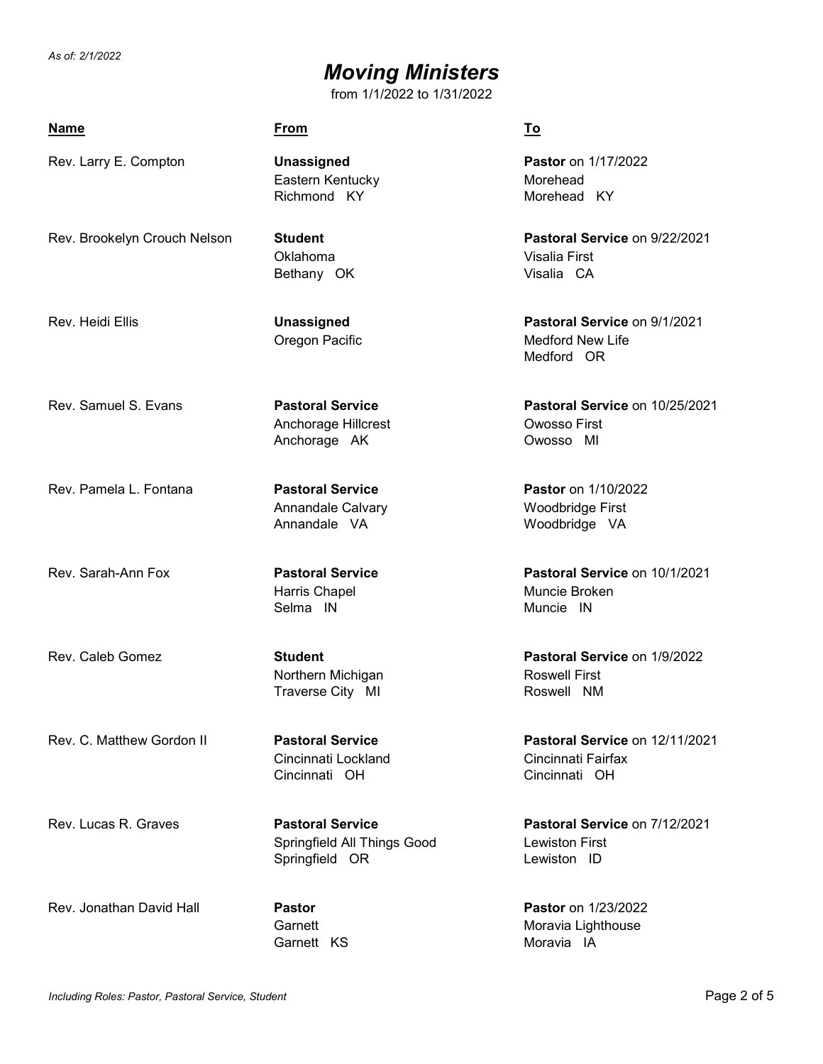*As of: 2/1/2022*

# *Moving Ministers*

from 1/1/2022 to 1/31/2022

| Name | From | To |
|---|---|---|
| Rev. Larry E. Compton | **Unassigned**<br>Eastern Kentucky<br>Richmond KY | **Pastor** on 1/17/2022<br>Morehead<br>Morehead KY |
| Rev. Brookelyn Crouch Nelson | **Student**<br>Oklahoma<br>Bethany OK | **Pastoral Service** on 9/22/2021<br>Visalia First<br>Visalia CA |
| Rev. Heidi Ellis | **Unassigned**<br>Oregon Pacific | **Pastoral Service** on 9/1/2021<br>Medford New Life<br>Medford OR |
| Rev. Samuel S. Evans | **Pastoral Service**<br>Anchorage Hillcrest<br>Anchorage AK | **Pastoral Service** on 10/25/2021<br>Owosso First<br>Owosso MI |
| Rev. Pamela L. Fontana | **Pastoral Service**<br>Annandale Calvary<br>Annandale VA | **Pastor** on 1/10/2022<br>Woodbridge First<br>Woodbridge VA |
| Rev. Sarah-Ann Fox | **Pastoral Service**<br>Harris Chapel<br>Selma IN | **Pastoral Service** on 10/1/2021<br>Muncie Broken<br>Muncie IN |
| Rev. Caleb Gomez | **Student**<br>Northern Michigan<br>Traverse City MI | **Pastoral Service** on 1/9/2022<br>Roswell First<br>Roswell NM |
| Rev. C. Matthew Gordon II | **Pastoral Service**<br>Cincinnati Lockland<br>Cincinnati OH | **Pastoral Service** on 12/11/2021<br>Cincinnati Fairfax<br>Cincinnati OH |
| Rev. Lucas R. Graves | **Pastoral Service**<br>Springfield All Things Good<br>Springfield OR | **Pastoral Service** on 7/12/2021<br>Lewiston First<br>Lewiston ID |
| Rev. Jonathan David Hall | **Pastor**<br>Garnett<br>Garnett KS | **Pastor** on 1/23/2022<br>Moravia Lighthouse<br>Moravia IA |

*Including Roles: Pastor, Pastoral Service, Student*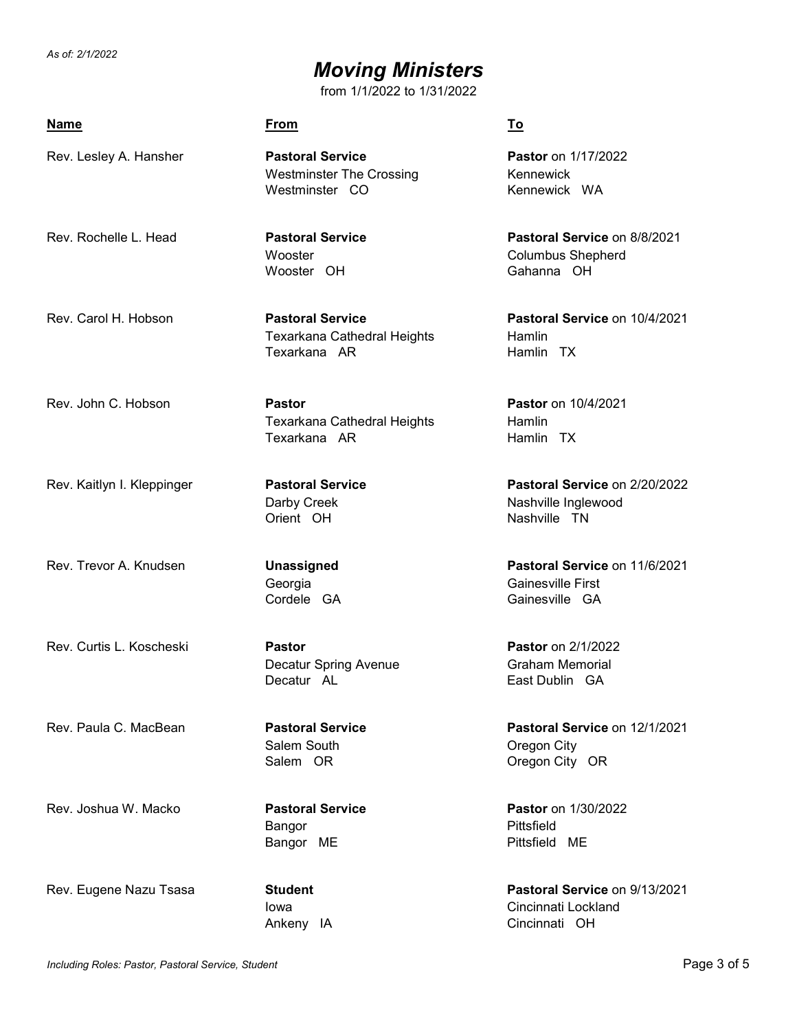*As of: 2/1/2022*

# *Moving Ministers*

from 1/1/2022 to 1/31/2022

| **Name** | **From** | **To** |
|---|---|---|
| Rev. Lesley A. Hansher | **Pastoral Service**<br>Westminster The Crossing<br>Westminster CO | **Pastor** on 1/17/2022<br>Kennewick<br>Kennewick WA |
| Rev. Rochelle L. Head | **Pastoral Service**<br>Wooster<br>Wooster OH | **Pastoral Service** on 8/8/2021<br>Columbus Shepherd<br>Gahanna OH |
| Rev. Carol H. Hobson | **Pastoral Service**<br>Texarkana Cathedral Heights<br>Texarkana AR | **Pastoral Service** on 10/4/2021<br>Hamlin<br>Hamlin TX |
| Rev. John C. Hobson | **Pastor**<br>Texarkana Cathedral Heights<br>Texarkana AR | **Pastor** on 10/4/2021<br>Hamlin<br>Hamlin TX |
| Rev. Kaitlyn I. Kleppinger | **Pastoral Service**<br>Darby Creek<br>Orient OH | **Pastoral Service** on 2/20/2022<br>Nashville Inglewood<br>Nashville TN |
| Rev. Trevor A. Knudsen | **Unassigned**<br>Georgia<br>Cordele GA | **Pastoral Service** on 11/6/2021<br>Gainesville First<br>Gainesville GA |
| Rev. Curtis L. Koscheski | **Pastor**<br>Decatur Spring Avenue<br>Decatur AL | **Pastor** on 2/1/2022<br>Graham Memorial<br>East Dublin GA |
| Rev. Paula C. MacBean | **Pastoral Service**<br>Salem South<br>Salem OR | **Pastoral Service** on 12/1/2021<br>Oregon City<br>Oregon City OR |
| Rev. Joshua W. Macko | **Pastoral Service**<br>Bangor<br>Bangor ME | **Pastor** on 1/30/2022<br>Pittsfield<br>Pittsfield ME |
| Rev. Eugene Nazu Tsasa | **Student**<br>Iowa<br>Ankeny IA | **Pastoral Service** on 9/13/2021<br>Cincinnati Lockland<br>Cincinnati OH |

*Including Roles: Pastor, Pastoral Service, Student*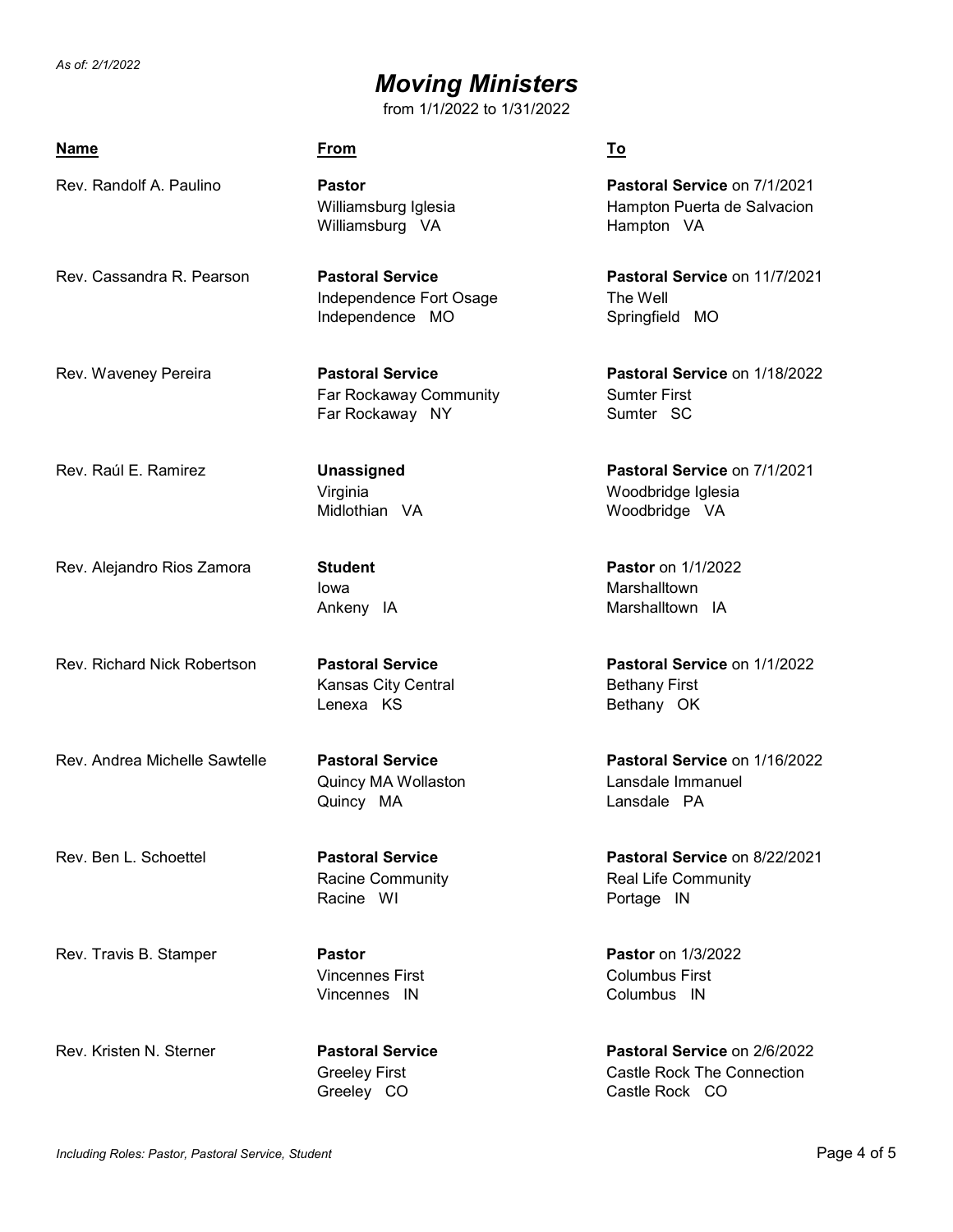*As of: 2/1/2022*

# *Moving Ministers*

from 1/1/2022 to 1/31/2022

| Name | From | To |
|---|---|---|
| Rev. Randolf A. Paulino | **Pastor**<br>Williamsburg Iglesia<br>Williamsburg VA | **Pastoral Service** on 7/1/2021<br>Hampton Puerta de Salvacion<br>Hampton VA |
| Rev. Cassandra R. Pearson | **Pastoral Service**<br>Independence Fort Osage<br>Independence MO | **Pastoral Service** on 11/7/2021<br>The Well<br>Springfield MO |
| Rev. Waveney Pereira | **Pastoral Service**<br>Far Rockaway Community<br>Far Rockaway NY | **Pastoral Service** on 1/18/2022<br>Sumter First<br>Sumter SC |
| Rev. Raúl E. Ramirez | **Unassigned**<br>Virginia<br>Midlothian VA | **Pastoral Service** on 7/1/2021<br>Woodbridge Iglesia<br>Woodbridge VA |
| Rev. Alejandro Rios Zamora | **Student**<br>Iowa<br>Ankeny IA | **Pastor** on 1/1/2022<br>Marshalltown<br>Marshalltown IA |
| Rev. Richard Nick Robertson | **Pastoral Service**<br>Kansas City Central<br>Lenexa KS | **Pastoral Service** on 1/1/2022<br>Bethany First<br>Bethany OK |
| Rev. Andrea Michelle Sawtelle | **Pastoral Service**<br>Quincy MA Wollaston<br>Quincy MA | **Pastoral Service** on 1/16/2022<br>Lansdale Immanuel<br>Lansdale PA |
| Rev. Ben L. Schoettel | **Pastoral Service**<br>Racine Community<br>Racine WI | **Pastoral Service** on 8/22/2021<br>Real Life Community<br>Portage IN |
| Rev. Travis B. Stamper | **Pastor**<br>Vincennes First<br>Vincennes IN | **Pastor** on 1/3/2022<br>Columbus First<br>Columbus IN |
| Rev. Kristen N. Sterner | **Pastoral Service**<br>Greeley First<br>Greeley CO | **Pastoral Service** on 2/6/2022<br>Castle Rock The Connection<br>Castle Rock CO |

*Including Roles: Pastor, Pastoral Service, Student*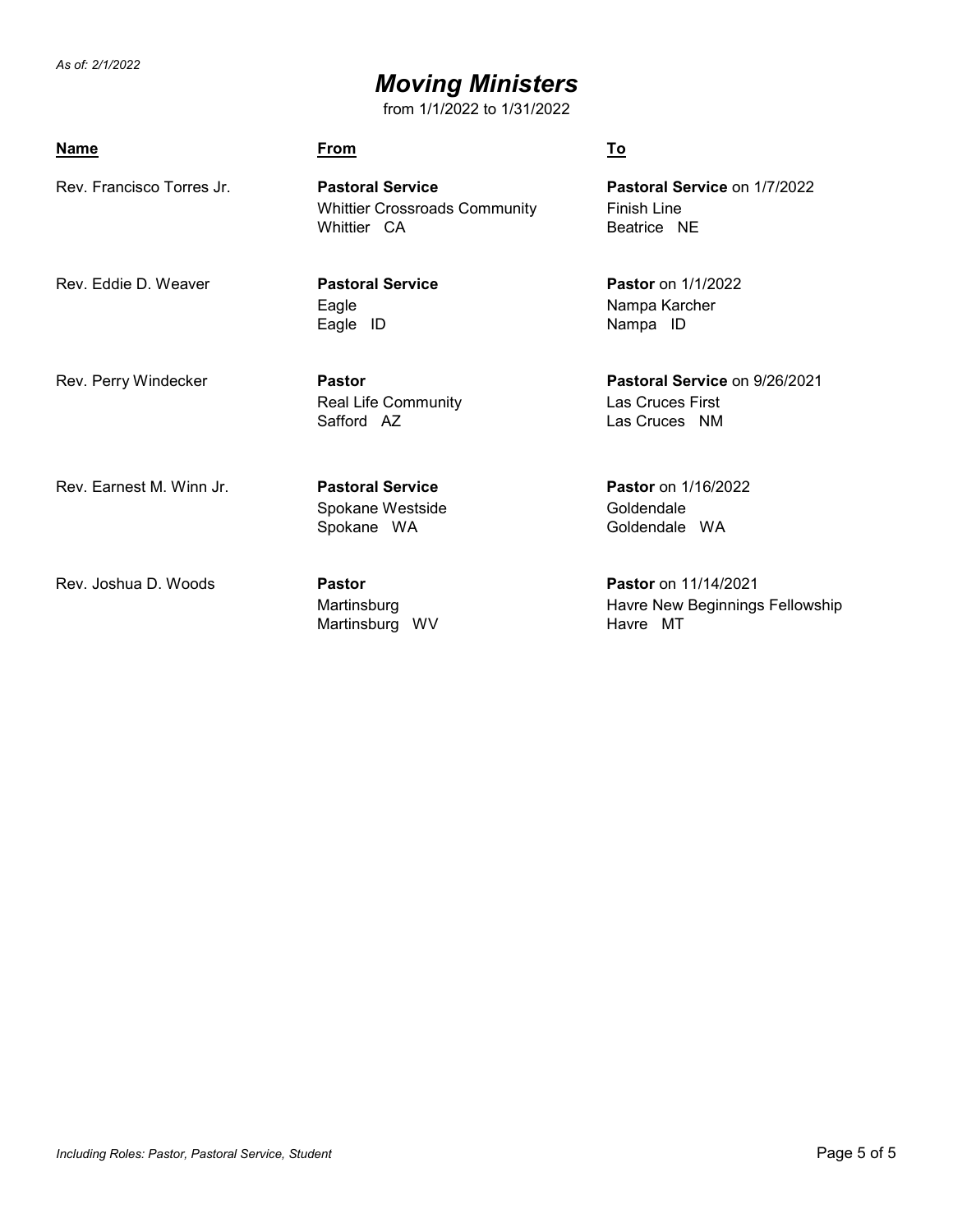*As of: 2/1/2022*

# *Moving Ministers*

from 1/1/2022 to 1/31/2022

| Name | From | To |
|---|---|---|
| Rev. Francisco Torres Jr. | **Pastoral Service**<br>Whittier Crossroads Community<br>Whittier CA | **Pastoral Service** on 1/7/2022<br>Finish Line<br>Beatrice NE |
| Rev. Eddie D. Weaver | **Pastoral Service**<br>Eagle<br>Eagle ID | **Pastor** on 1/1/2022<br>Nampa Karcher<br>Nampa ID |
| Rev. Perry Windecker | **Pastor**<br>Real Life Community<br>Safford AZ | **Pastoral Service** on 9/26/2021<br>Las Cruces First<br>Las Cruces NM |
| Rev. Earnest M. Winn Jr. | **Pastoral Service**<br>Spokane Westside<br>Spokane WA | **Pastor** on 1/16/2022<br>Goldendale<br>Goldendale WA |
| Rev. Joshua D. Woods | **Pastor**<br>Martinsburg<br>Martinsburg WV | **Pastor** on 11/14/2021<br>Havre New Beginnings Fellowship<br>Havre MT |

*Including Roles: Pastor, Pastoral Service, Student*